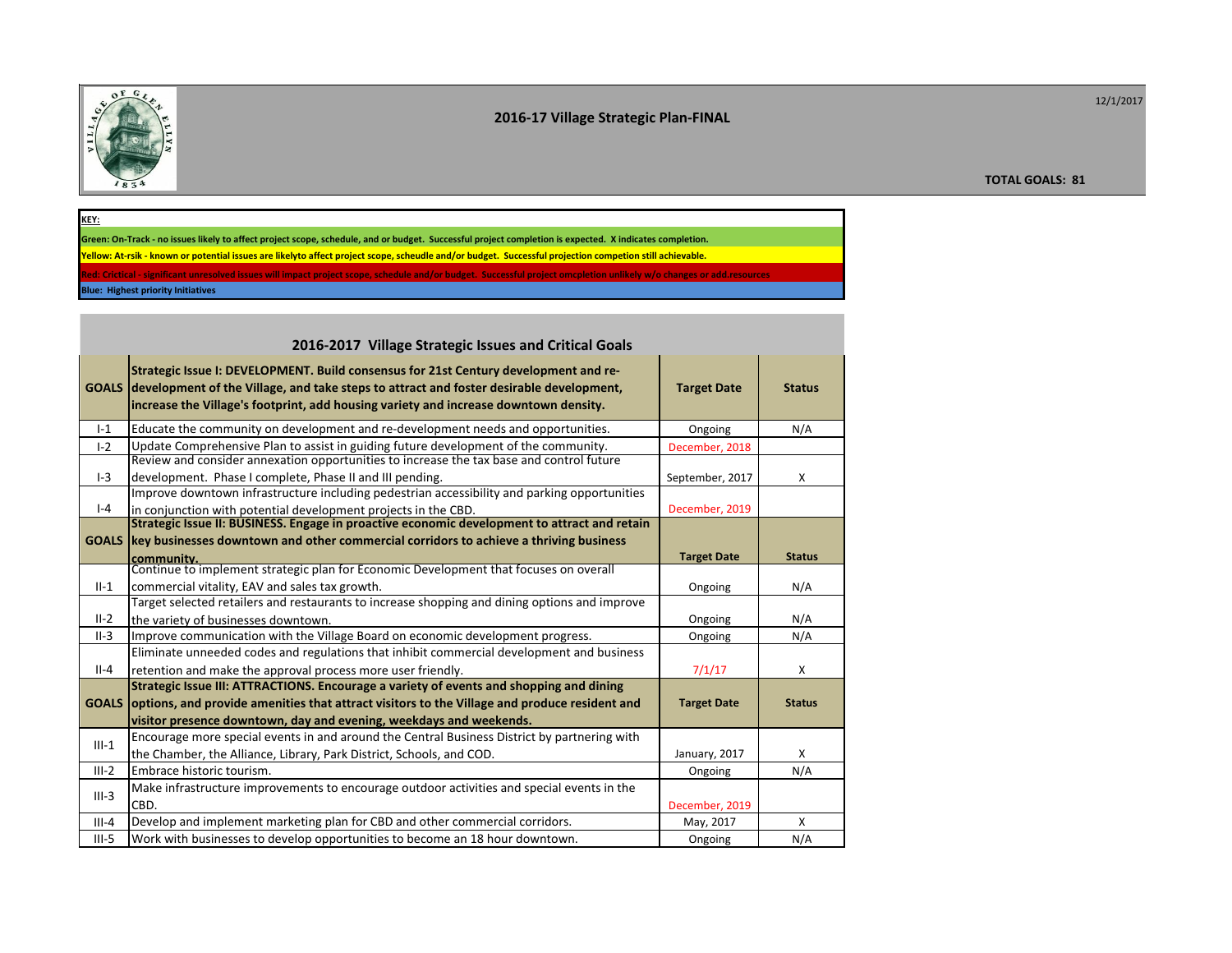# 2016-17 Village Strategic Plan-FINAL

12/1/2017

**TOTAL GOALS: 81**

**KEY:**

**Green: On-Track - no issues likely to affect project scope, schedule, and or budget. Successful project completion is expected. X indicates completion.**

**Yellow: At-rsik - known or potential issues are likelyto affect project scope, scheudle and/or budget. Successful projection competion still achievable.**

**Red: Crictical - significant unresolved issues will impact project scope, schedule and/or budget. Successful project omcpletion unlikely w/o changes or add.resources**

**Blue: Highest priority Initiatives**

## 2016-2017 Village Strategic Issues and Critical Goals

| GOALS | Strategic Issue I: DEVELOPMENT. Build consensus for 21st Century development and re-development of the Village, and take steps to attract and foster desirable development, increase the Village's footprint, add housing variety and increase downtown density. | Target Date | Status |
|---|---|---|---|
| I-1 | Educate the community on development and re-development needs and opportunities. | Ongoing | N/A |
| I-2 | Update Comprehensive Plan to assist in guiding future development of the community. | December, 2018 | |
| I-3 | Review and consider annexation opportunities to increase the tax base and control future development. Phase I complete, Phase II and III pending. | September, 2017 | X |
| I-4 | Improve downtown infrastructure including pedestrian accessibility and parking opportunities in conjunction with potential development projects in the CBD. | December, 2019 | |
| **GOALS** | **Strategic Issue II: BUSINESS. Engage in proactive economic development to attract and retain key businesses downtown and other commercial corridors to achieve a thriving business community.** | **Target Date** | **Status** |
| II-1 | Continue to implement strategic plan for Economic Development that focuses on overall commercial vitality, EAV and sales tax growth. | Ongoing | N/A |
| II-2 | Target selected retailers and restaurants to increase shopping and dining options and improve the variety of businesses downtown. | Ongoing | N/A |
| II-3 | Improve communication with the Village Board on economic development progress. | Ongoing | N/A |
| II-4 | Eliminate unneeded codes and regulations that inhibit commercial development and business retention and make the approval process more user friendly. | 7/1/17 | X |
| **GOALS** | **Strategic Issue III: ATTRACTIONS. Encourage a variety of events and shopping and dining options, and provide amenities that attract visitors to the Village and produce resident and visitor presence downtown, day and evening, weekdays and weekends.** | **Target Date** | **Status** |
| III-1 | Encourage more special events in and around the Central Business District by partnering with the Chamber, the Alliance, Library, Park District, Schools, and COD. | January, 2017 | X |
| III-2 | Embrace historic tourism. | Ongoing | N/A |
| III-3 | Make infrastructure improvements to encourage outdoor activities and special events in the CBD. | December, 2019 | |
| III-4 | Develop and implement marketing plan for CBD and other commercial corridors. | May, 2017 | X |
| III-5 | Work with businesses to develop opportunities to become an 18 hour downtown. | Ongoing | N/A |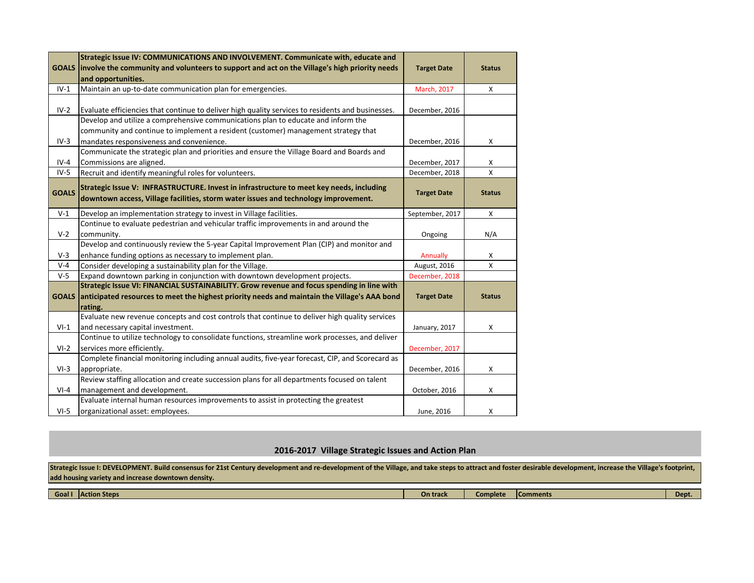| GOALS | Strategic Issue IV: COMMUNICATIONS AND INVOLVEMENT. Communicate with, educate and involve the community and volunteers to support and act on the Village's high priority needs and opportunities. | Target Date | Status |
|---|---|---|---|
| IV-1 | Maintain an up-to-date communication plan for emergencies. | March, 2017 | X |
| IV-2 | Evaluate efficiencies that continue to deliver high quality services to residents and businesses. | December, 2016 | |
| IV-3 | Develop and utilize a comprehensive communications plan to educate and inform the community and continue to implement a resident (customer) management strategy that mandates responsiveness and convenience. | December, 2016 | X |
| IV-4 | Communicate the strategic plan and priorities and ensure the Village Board and Boards and Commissions are aligned. | December, 2017 | X |
| IV-5 | Recruit and identify meaningful roles for volunteers. | December, 2018 | X |
| **GOALS** | **Strategic Issue V: INFRASTRUCTURE. Invest in infrastructure to meet key needs, including downtown access, Village facilities, storm water issues and technology improvement.** | **Target Date** | **Status** |
| V-1 | Develop an implementation strategy to invest in Village facilities. | September, 2017 | X |
| V-2 | Continue to evaluate pedestrian and vehicular traffic improvements in and around the community. | Ongoing | N/A |
| V-3 | Develop and continuously review the 5-year Capital Improvement Plan (CIP) and monitor and enhance funding options as necessary to implement plan. | Annually | X |
| V-4 | Consider developing a sustainability plan for the Village. | August, 2016 | X |
| V-5 | Expand downtown parking in conjunction with downtown development projects. | December, 2018 | |
| **GOALS** | **Strategic Issue VI: FINANCIAL SUSTAINABILITY. Grow revenue and focus spending in line with anticipated resources to meet the highest priority needs and maintain the Village's AAA bond rating.** | **Target Date** | **Status** |
| VI-1 | Evaluate new revenue concepts and cost controls that continue to deliver high quality services and necessary capital investment. | January, 2017 | X |
| VI-2 | Continue to utilize technology to consolidate functions, streamline work processes, and deliver services more efficiently. | December, 2017 | |
| VI-3 | Complete financial monitoring including annual audits, five-year forecast, CIP, and Scorecard as appropriate. | December, 2016 | X |
| VI-4 | Review staffing allocation and create succession plans for all departments focused on talent management and development. | October, 2016 | X |
| VI-5 | Evaluate internal human resources improvements to assist in protecting the greatest organizational asset: employees. | June, 2016 | X |

## 2016-2017 Village Strategic Issues and Action Plan

**Strategic Issue I: DEVELOPMENT. Build consensus for 21st Century development and re-development of the Village, and take steps to attract and foster desirable development, increase the Village's footprint, add housing variety and increase downtown density.**

| Goal I | Action Steps | On track | Complete | Comments | Dept. |
|---|---|---|---|---|---|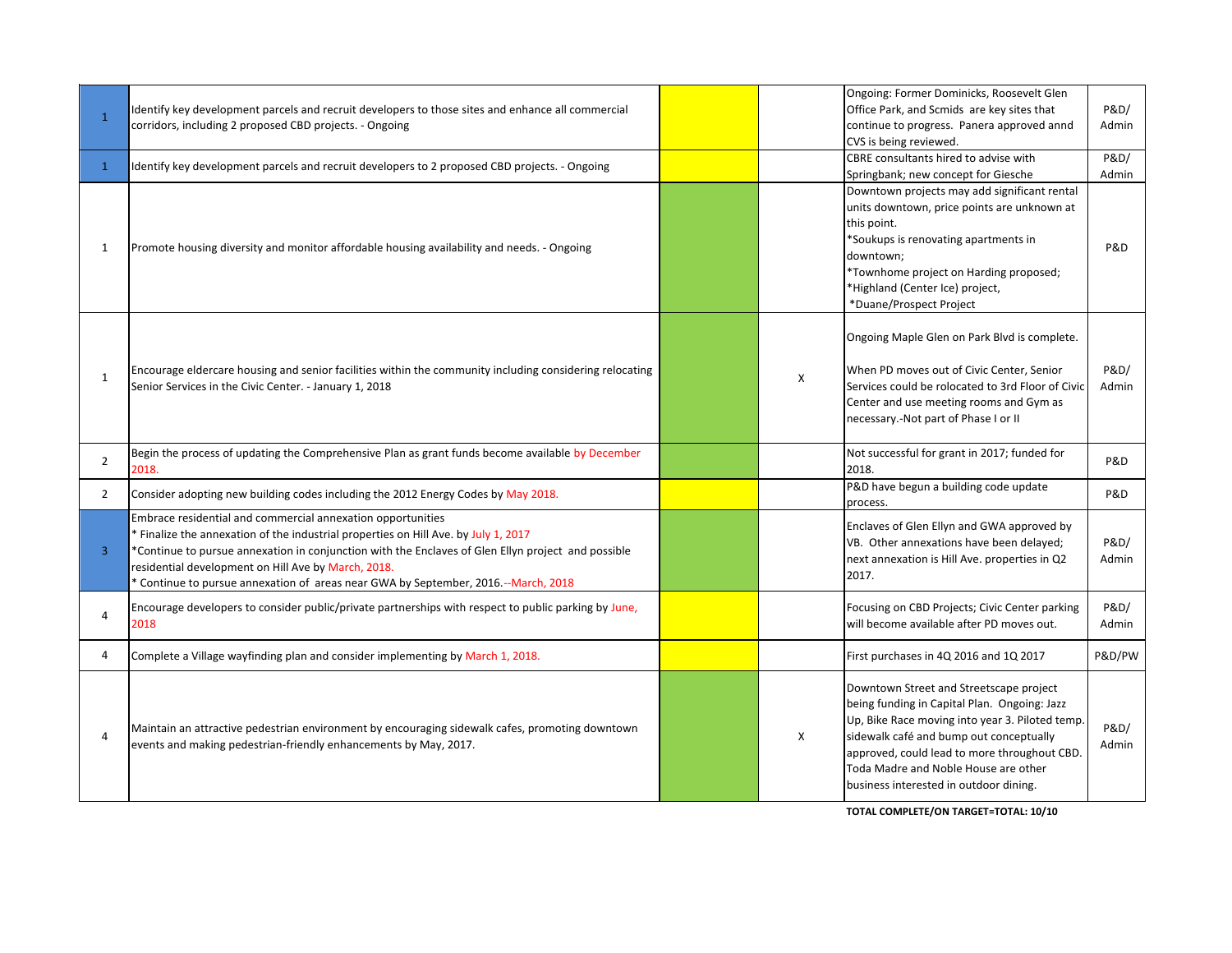| | | | | | |
|---|---|---|---|---|---|
| 1 | Identify key development parcels and recruit developers to those sites and enhance all commercial corridors, including 2 proposed CBD projects. - Ongoing | | | Ongoing: Former Dominicks, Roosevelt Glen Office Park, and Scmids are key sites that continue to progress. Panera approved annd CVS is being reviewed. | P&D/ Admin |
| 1 | Identify key development parcels and recruit developers to 2 proposed CBD projects. - Ongoing | | | CBRE consultants hired to advise with Springbank; new concept for Giesche | P&D/ Admin |
| 1 | Promote housing diversity and monitor affordable housing availability and needs. - Ongoing | | | Downtown projects may add significant rental units downtown, price points are unknown at this point.<br>*Soukups is renovating apartments in downtown;<br>*Townhome project on Harding proposed;<br>*Highland (Center Ice) project,<br>*Duane/Prospect Project | P&D |
| 1 | Encourage eldercare housing and senior facilities within the community including considering relocating Senior Services in the Civic Center. - January 1, 2018 | | X | Ongoing Maple Glen on Park Blvd is complete.<br><br>When PD moves out of Civic Center, Senior Services could be rolocated to 3rd Floor of Civic Center and use meeting rooms and Gym as necessary.-Not part of Phase I or II | P&D/ Admin |
| 2 | Begin the process of updating the Comprehensive Plan as grant funds become available by December 2018. | | | Not successful for grant in 2017; funded for 2018. | P&D |
| 2 | Consider adopting new building codes including the 2012 Energy Codes by May 2018. | | | P&D have begun a building code update process. | P&D |
| 3 | Embrace residential and commercial annexation opportunities<br>* Finalize the annexation of the industrial properties on Hill Ave. by July 1, 2017<br>*Continue to pursue annexation in conjunction with the Enclaves of Glen Ellyn project and possible residential development on Hill Ave by March, 2018.<br>* Continue to pursue annexation of areas near GWA by September, 2016.--March, 2018 | | | Enclaves of Glen Ellyn and GWA approved by VB. Other annexations have been delayed; next annexation is Hill Ave. properties in Q2 2017. | P&D/ Admin |
| 4 | Encourage developers to consider public/private partnerships with respect to public parking by June, 2018 | | | Focusing on CBD Projects; Civic Center parking will become available after PD moves out. | P&D/ Admin |
| 4 | Complete a Village wayfinding plan and consider implementing by March 1, 2018. | | | First purchases in 4Q 2016 and 1Q 2017 | P&D/PW |
| 4 | Maintain an attractive pedestrian environment by encouraging sidewalk cafes, promoting downtown events and making pedestrian-friendly enhancements by May, 2017. | | X | Downtown Street and Streetscape project being funding in Capital Plan. Ongoing: Jazz Up, Bike Race moving into year 3. Piloted temp. sidewalk café and bump out conceptually approved, could lead to more throughout CBD. Toda Madre and Noble House are other business interested in outdoor dining. | P&D/ Admin |

**TOTAL COMPLETE/ON TARGET=TOTAL: 10/10**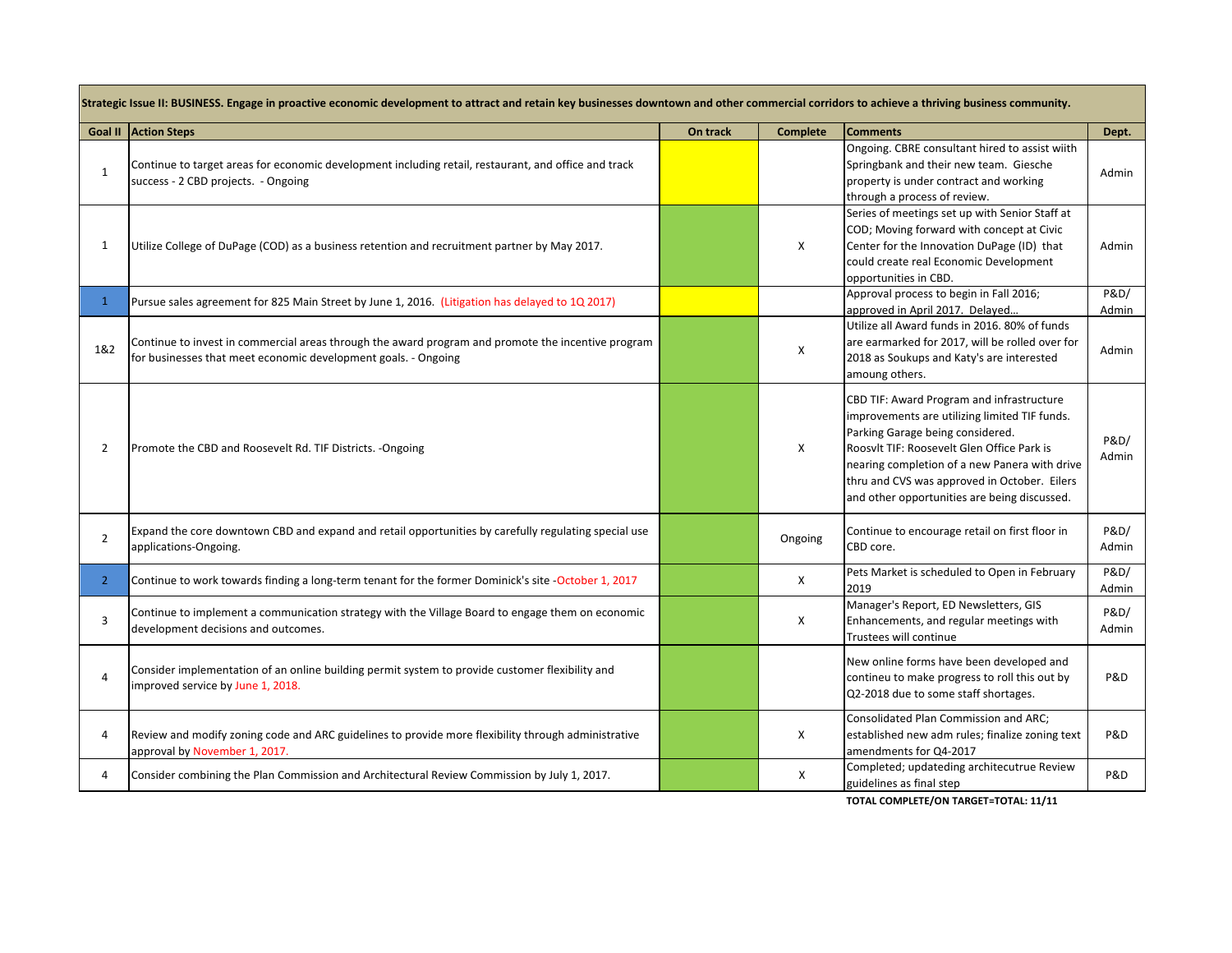| Strategic Issue II: BUSINESS. Engage in proactive economic development to attract and retain key businesses downtown and other commercial corridors to achieve a thriving business community. | | | | | |
|---|---|---|---|---|---|
| **Goal II** | **Action Steps** | **On track** | **Complete** | **Comments** | **Dept.** |
| 1 | Continue to target areas for economic development including retail, restaurant, and office and track success - 2 CBD projects. - Ongoing | | | Ongoing. CBRE consultant hired to assist wiith Springbank and their new team. Giesche property is under contract and working through a process of review. | Admin |
| 1 | Utilize College of DuPage (COD) as a business retention and recruitment partner by May 2017. | | X | Series of meetings set up with Senior Staff at COD; Moving forward with concept at Civic Center for the Innovation DuPage (ID) that could create real Economic Development opportunities in CBD. | Admin |
| 1 | Pursue sales agreement for 825 Main Street by June 1, 2016. (Litigation has delayed to 1Q 2017) | | | Approval process to begin in Fall 2016; approved in April 2017. Delayed… | P&D/ Admin |
| 1&2 | Continue to invest in commercial areas through the award program and promote the incentive program for businesses that meet economic development goals. - Ongoing | | X | Utilize all Award funds in 2016. 80% of funds are earmarked for 2017, will be rolled over for 2018 as Soukups and Katy's are interested amoung others. | Admin |
| 2 | Promote the CBD and Roosevelt Rd. TIF Districts. -Ongoing | | X | CBD TIF: Award Program and infrastructure improvements are utilizing limited TIF funds. Parking Garage being considered. Roosvlt TIF: Roosevelt Glen Office Park is nearing completion of a new Panera with drive thru and CVS was approved in October. Eilers and other opportunities are being discussed. | P&D/ Admin |
| 2 | Expand the core downtown CBD and expand and retail opportunities by carefully regulating special use applications-Ongoing. | | Ongoing | Continue to encourage retail on first floor in CBD core. | P&D/ Admin |
| 2 | Continue to work towards finding a long-term tenant for the former Dominick's site -October 1, 2017 | | X | Pets Market is scheduled to Open in February 2019 | P&D/ Admin |
| 3 | Continue to implement a communication strategy with the Village Board to engage them on economic development decisions and outcomes. | | X | Manager's Report, ED Newsletters, GIS Enhancements, and regular meetings with Trustees will continue | P&D/ Admin |
| 4 | Consider implementation of an online building permit system to provide customer flexibility and improved service by June 1, 2018. | | | New online forms have been developed and contineu to make progress to roll this out by Q2-2018 due to some staff shortages. | P&D |
| 4 | Review and modify zoning code and ARC guidelines to provide more flexibility through administrative approval by November 1, 2017. | | X | Consolidated Plan Commission and ARC; established new adm rules; finalize zoning text amendments for Q4-2017 | P&D |
| 4 | Consider combining the Plan Commission and Architectural Review Commission by July 1, 2017. | | X | Completed; updateding architecutrue Review guidelines as final step | P&D |
| | | | | **TOTAL COMPLETE/ON TARGET=TOTAL: 11/11** | |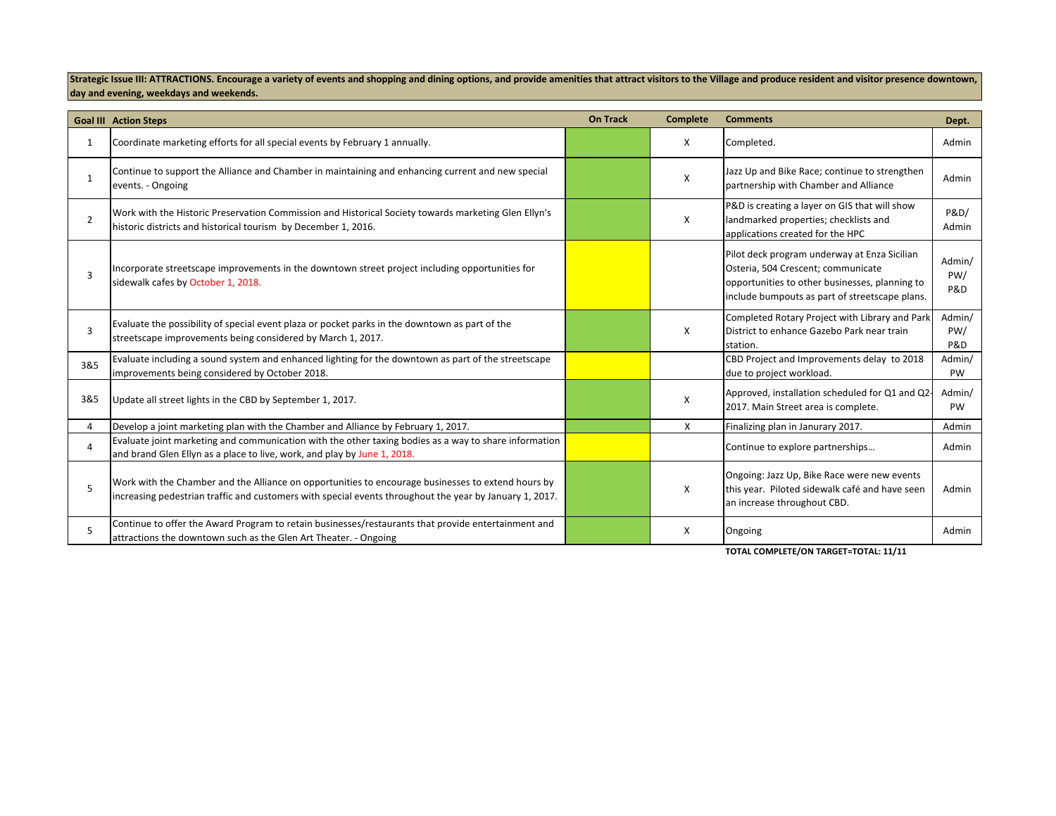**Strategic Issue III: ATTRACTIONS. Encourage a variety of events and shopping and dining options, and provide amenities that attract visitors to the Village and produce resident and visitor presence downtown, day and evening, weekdays and weekends.**

| Goal III | Action Steps | On Track | Complete | Comments | Dept. |
|---|---|---|---|---|---|
| 1 | Coordinate marketing efforts for all special events by February 1 annually. | | X | Completed. | Admin |
| 1 | Continue to support the Alliance and Chamber in maintaining and enhancing current and new special events. - Ongoing | | X | Jazz Up and Bike Race; continue to strengthen partnership with Chamber and Alliance | Admin |
| 2 | Work with the Historic Preservation Commission and Historical Society towards marketing Glen Ellyn's historic districts and historical tourism by December 1, 2016. | | X | P&D is creating a layer on GIS that will show landmarked properties; checklists and applications created for the HPC | P&D/ Admin |
| 3 | Incorporate streetscape improvements in the downtown street project including opportunities for sidewalk cafes by October 1, 2018. | | | Pilot deck program underway at Enza Sicilian Osteria, 504 Crescent; communicate opportunities to other businesses, planning to include bumpouts as part of streetscape plans. | Admin/ PW/ P&D |
| 3 | Evaluate the possibility of special event plaza or pocket parks in the downtown as part of the streetscape improvements being considered by March 1, 2017. | | X | Completed Rotary Project with Library and Park District to enhance Gazebo Park near train station. | Admin/ PW/ P&D |
| 3&5 | Evaluate including a sound system and enhanced lighting for the downtown as part of the streetscape improvements being considered by October 2018. | | | CBD Project and Improvements delay to 2018 due to project workload. | Admin/ PW |
| 3&5 | Update all street lights in the CBD by September 1, 2017. | | X | Approved, installation scheduled for Q1 and Q2-2017. Main Street area is complete. | Admin/ PW |
| 4 | Develop a joint marketing plan with the Chamber and Alliance by February 1, 2017. | | X | Finalizing plan in Janurary 2017. | Admin |
| 4 | Evaluate joint marketing and communication with the other taxing bodies as a way to share information and brand Glen Ellyn as a place to live, work, and play by June 1, 2018. | | | Continue to explore partnerships… | Admin |
| 5 | Work with the Chamber and the Alliance on opportunities to encourage businesses to extend hours by increasing pedestrian traffic and customers with special events throughout the year by January 1, 2017. | | X | Ongoing: Jazz Up, Bike Race were new events this year. Piloted sidewalk café and have seen an increase throughout CBD. | Admin |
| 5 | Continue to offer the Award Program to retain businesses/restaurants that provide entertainment and attractions the downtown such as the Glen Art Theater. - Ongoing | | X | Ongoing | Admin |

**TOTAL COMPLETE/ON TARGET=TOTAL: 11/11**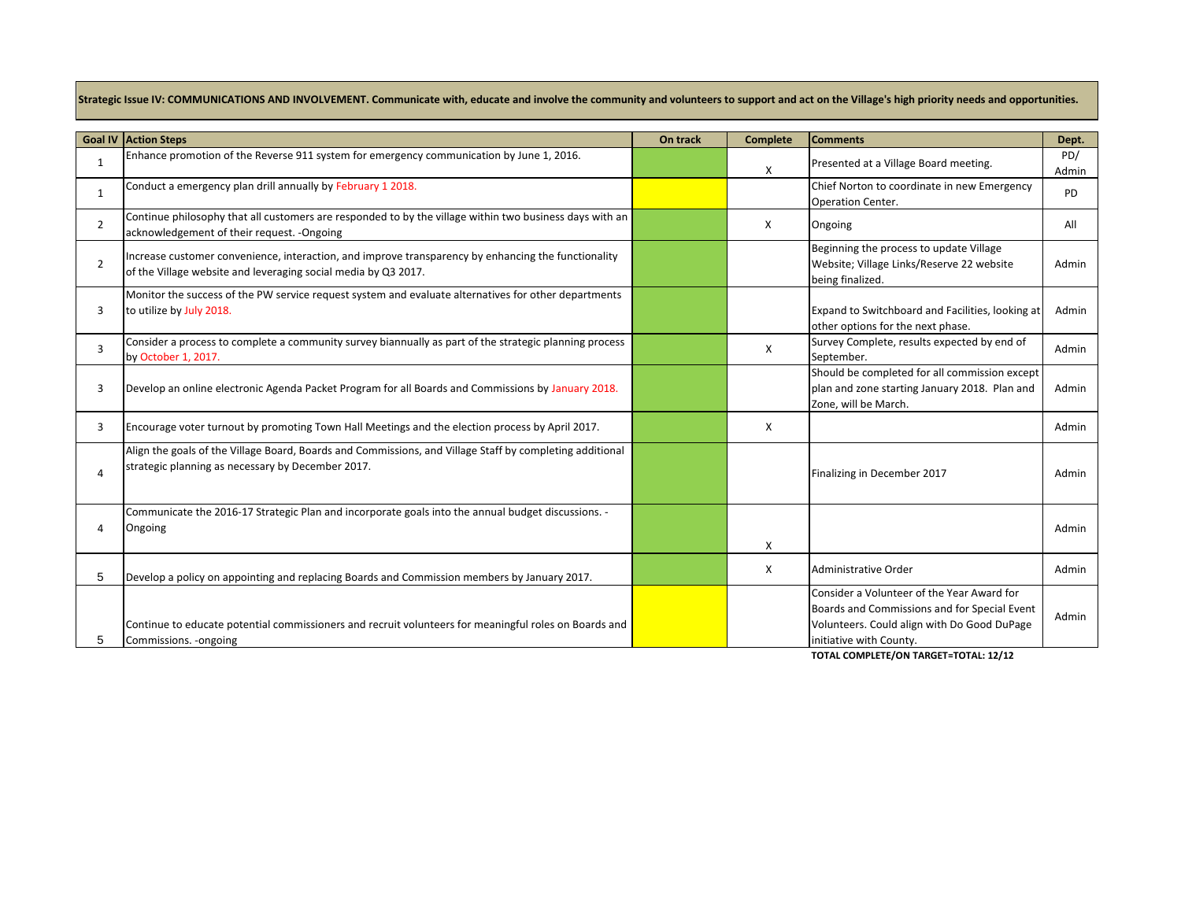**Strategic Issue IV: COMMUNICATIONS AND INVOLVEMENT. Communicate with, educate and involve the community and volunteers to support and act on the Village's high priority needs and opportunities.**

| Goal IV | Action Steps | On track | Complete | Comments | Dept. |
|---|---|---|---|---|---|
| 1 | Enhance promotion of the Reverse 911 system for emergency communication by June 1, 2016. | | X | Presented at a Village Board meeting. | PD/ Admin |
| 1 | Conduct a emergency plan drill annually by February 1 2018. | | | Chief Norton to coordinate in new Emergency Operation Center. | PD |
| 2 | Continue philosophy that all customers are responded to by the village within two business days with an acknowledgement of their request. -Ongoing | | X | Ongoing | All |
| 2 | Increase customer convenience, interaction, and improve transparency by enhancing the functionality of the Village website and leveraging social media by Q3 2017. | | | Beginning the process to update Village Website; Village Links/Reserve 22 website being finalized. | Admin |
| 3 | Monitor the success of the PW service request system and evaluate alternatives for other departments to utilize by July 2018. | | | Expand to Switchboard and Facilities, looking at other options for the next phase. | Admin |
| 3 | Consider a process to complete a community survey biannually as part of the strategic planning process by October 1, 2017. | | X | Survey Complete, results expected by end of September. | Admin |
| 3 | Develop an online electronic Agenda Packet Program for all Boards and Commissions by January 2018. | | | Should be completed for all commission except plan and zone starting January 2018. Plan and Zone, will be March. | Admin |
| 3 | Encourage voter turnout by promoting Town Hall Meetings and the election process by April 2017. | | X | | Admin |
| 4 | Align the goals of the Village Board, Boards and Commissions, and Village Staff by completing additional strategic planning as necessary by December 2017. | | | Finalizing in December 2017 | Admin |
| 4 | Communicate the 2016-17 Strategic Plan and incorporate goals into the annual budget discussions. -Ongoing | | X | | Admin |
| 5 | Develop a policy on appointing and replacing Boards and Commission members by January 2017. | | X | Administrative Order | Admin |
| 5 | Continue to educate potential commissioners and recruit volunteers for meaningful roles on Boards and Commissions. -ongoing | | | Consider a Volunteer of the Year Award for Boards and Commissions and for Special Event Volunteers. Could align with Do Good DuPage initiative with County. | Admin |

**TOTAL COMPLETE/ON TARGET=TOTAL: 12/12**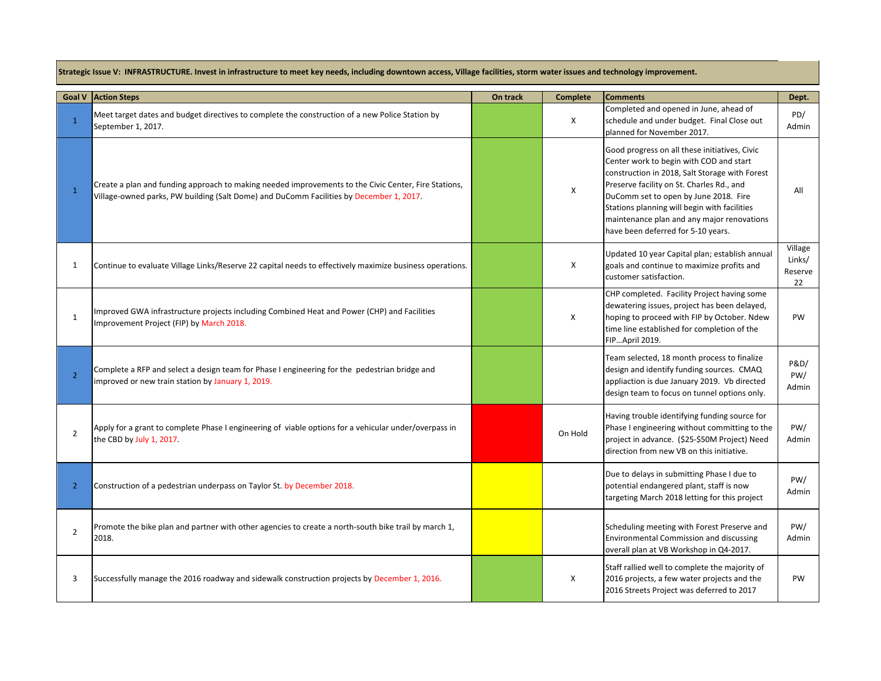**Strategic Issue V: INFRASTRUCTURE. Invest in infrastructure to meet key needs, including downtown access, Village facilities, storm water issues and technology improvement.**

| Goal V | Action Steps | On track | Complete | Comments | Dept. |
|---|---|---|---|---|---|
| 1 | Meet target dates and budget directives to complete the construction of a new Police Station by September 1, 2017. | | X | Completed and opened in June, ahead of schedule and under budget. Final Close out planned for November 2017. | PD/ Admin |
| 1 | Create a plan and funding approach to making needed improvements to the Civic Center, Fire Stations, Village-owned parks, PW building (Salt Dome) and DuComm Facilities by December 1, 2017. | | X | Good progress on all these initiatives, Civic Center work to begin with COD and start construction in 2018, Salt Storage with Forest Preserve facility on St. Charles Rd., and DuComm set to open by June 2018. Fire Stations planning will begin with facilities maintenance plan and any major renovations have been deferred for 5-10 years. | All |
| 1 | Continue to evaluate Village Links/Reserve 22 capital needs to effectively maximize business operations. | | X | Updated 10 year Capital plan; establish annual goals and continue to maximize profits and customer satisfaction. | Village Links/ Reserve 22 |
| 1 | Improved GWA infrastructure projects including Combined Heat and Power (CHP) and Facilities Improvement Project (FIP) by March 2018. | | X | CHP completed. Facility Project having some dewatering issues, project has been delayed, hoping to proceed with FIP by October. Ndew time line established for completion of the FIP…April 2019. | PW |
| 2 | Complete a RFP and select a design team for Phase I engineering for the pedestrian bridge and improved or new train station by January 1, 2019. | | | Team selected, 18 month process to finalize design and identify funding sources. CMAQ appliaction is due January 2019. Vb directed design team to focus on tunnel options only. | P&D/ PW/ Admin |
| 2 | Apply for a grant to complete Phase I engineering of viable options for a vehicular under/overpass in the CBD by July 1, 2017. | | On Hold | Having trouble identifying funding source for Phase I engineering without committing to the project in advance. ($25-$50M Project) Need direction from new VB on this initiative. | PW/ Admin |
| 2 | Construction of a pedestrian underpass on Taylor St. by December 2018. | | | Due to delays in submitting Phase I due to potential endangered plant, staff is now targeting March 2018 letting for this project | PW/ Admin |
| 2 | Promote the bike plan and partner with other agencies to create a north-south bike trail by march 1, 2018. | | | Scheduling meeting with Forest Preserve and Environmental Commission and discussing overall plan at VB Workshop in Q4-2017. | PW/ Admin |
| 3 | Successfully manage the 2016 roadway and sidewalk construction projects by December 1, 2016. | | X | Staff rallied well to complete the majority of 2016 projects, a few water projects and the 2016 Streets Project was deferred to 2017 | PW |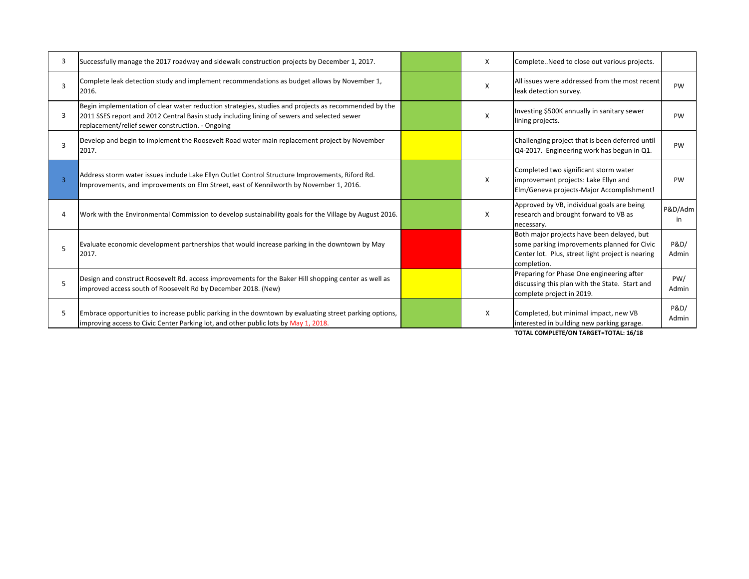| | | | | | |
|---|---|---|---|---|---|
| 3 | Successfully manage the 2017 roadway and sidewalk construction projects by December 1, 2017. | | X | Complete..Need to close out various projects. | |
| 3 | Complete leak detection study and implement recommendations as budget allows by November 1, 2016. | | X | All issues were addressed from the most recent leak detection survey. | PW |
| 3 | Begin implementation of clear water reduction strategies, studies and projects as recommended by the 2011 SSES report and 2012 Central Basin study including lining of sewers and selected sewer replacement/relief sewer construction. - Ongoing | | X | Investing $500K annually in sanitary sewer lining projects. | PW |
| 3 | Develop and begin to implement the Roosevelt Road water main replacement project by November 2017. | | | Challenging project that is been deferred until Q4-2017. Engineering work has begun in Q1. | PW |
| 3 | Address storm water issues include Lake Ellyn Outlet Control Structure Improvements, Riford Rd. Improvements, and improvements on Elm Street, east of Kennilworth by November 1, 2016. | | X | Completed two significant storm water improvement projects: Lake Ellyn and Elm/Geneva projects-Major Accomplishment! | PW |
| 4 | Work with the Environmental Commission to develop sustainability goals for the Village by August 2016. | | X | Approved by VB, individual goals are being research and brought forward to VB as necessary. | P&D/Admin |
| 5 | Evaluate economic development partnerships that would increase parking in the downtown by May 2017. | | | Both major projects have been delayed, but some parking improvements planned for Civic Center lot. Plus, street light project is nearing completion. | P&D/ Admin |
| 5 | Design and construct Roosevelt Rd. access improvements for the Baker Hill shopping center as well as improved access south of Roosevelt Rd by December 2018. (New) | | | Preparing for Phase One engineering after discussing this plan with the State. Start and complete project in 2019. | PW/ Admin |
| 5 | Embrace opportunities to increase public parking in the downtown by evaluating street parking options, improving access to Civic Center Parking lot, and other public lots by May 1, 2018. | | X | Completed, but minimal impact, new VB interested in building new parking garage. | P&D/ Admin |

**TOTAL COMPLETE/ON TARGET=TOTAL: 16/18**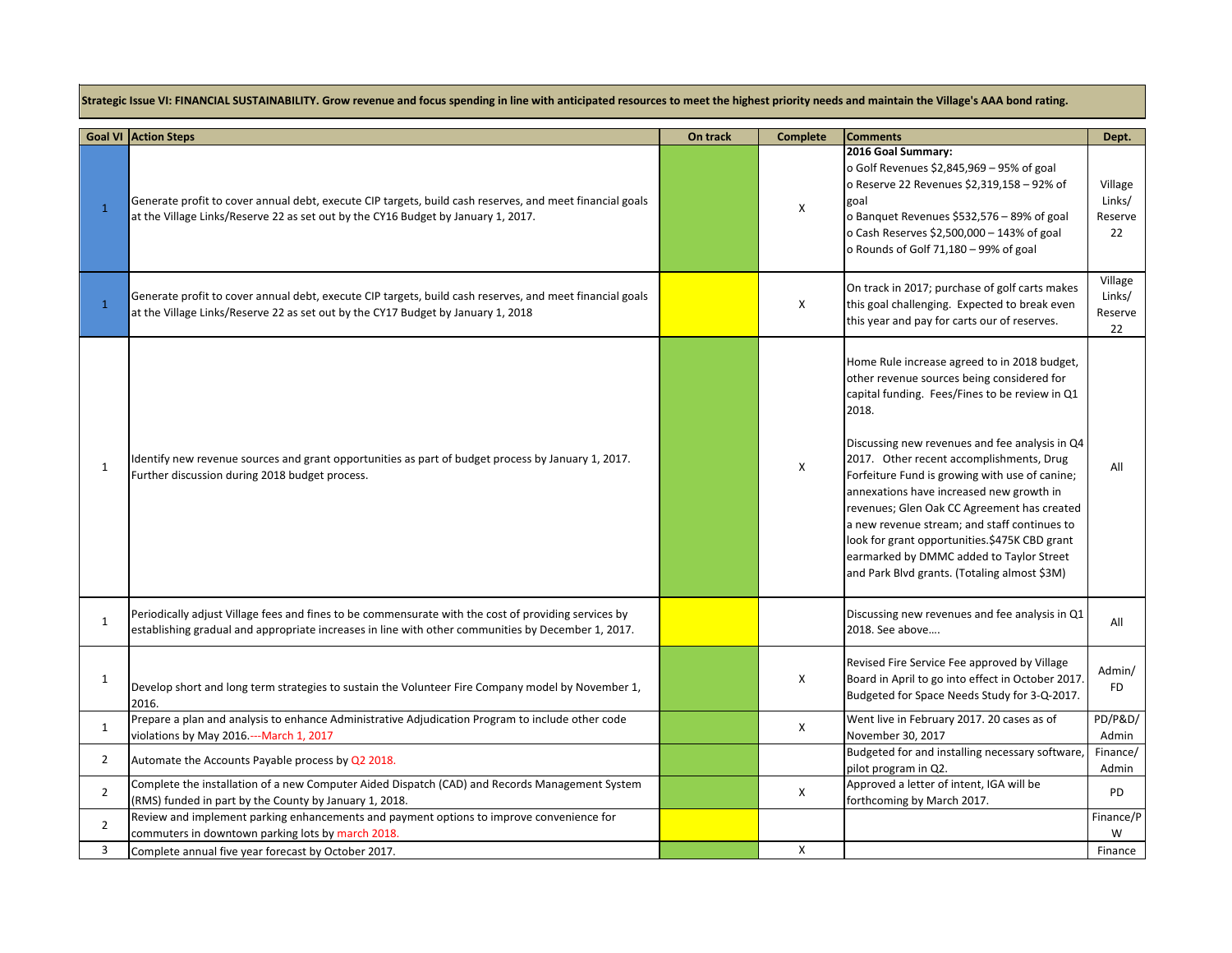**Strategic Issue VI: FINANCIAL SUSTAINABILITY. Grow revenue and focus spending in line with anticipated resources to meet the highest priority needs and maintain the Village's AAA bond rating.**

| Goal VI | Action Steps | On track | Complete | Comments | Dept. |
|---|---|---|---|---|---|
| 1 | Generate profit to cover annual debt, execute CIP targets, build cash reserves, and meet financial goals at the Village Links/Reserve 22 as set out by the CY16 Budget by January 1, 2017. | | X | **2016 Goal Summary:**<br>o Golf Revenues $2,845,969 – 95% of goal<br>o Reserve 22 Revenues $2,319,158 – 92% of goal<br>o Banquet Revenues $532,576 – 89% of goal<br>o Cash Reserves $2,500,000 – 143% of goal<br>o Rounds of Golf 71,180 – 99% of goal | Village Links/ Reserve 22 |
| 1 | Generate profit to cover annual debt, execute CIP targets, build cash reserves, and meet financial goals at the Village Links/Reserve 22 as set out by the CY17 Budget by January 1, 2018 | | X | On track in 2017; purchase of golf carts makes this goal challenging. Expected to break even this year and pay for carts our of reserves. | Village Links/ Reserve 22 |
| 1 | Identify new revenue sources and grant opportunities as part of budget process by January 1, 2017. Further discussion during 2018 budget process. | | X | Home Rule increase agreed to in 2018 budget, other revenue sources being considered for capital funding. Fees/Fines to be review in Q1 2018.<br><br>Discussing new revenues and fee analysis in Q4 2017. Other recent accomplishments, Drug Forfeiture Fund is growing with use of canine; annexations have increased new growth in revenues; Glen Oak CC Agreement has created a new revenue stream; and staff continues to look for grant opportunities.$475K CBD grant earmarked by DMMC added to Taylor Street and Park Blvd grants. (Totaling almost $3M) | All |
| 1 | Periodically adjust Village fees and fines to be commensurate with the cost of providing services by establishing gradual and appropriate increases in line with other communities by December 1, 2017. | | | Discussing new revenues and fee analysis in Q1 2018. See above…. | All |
| 1 | Develop short and long term strategies to sustain the Volunteer Fire Company model by November 1, 2016. | | X | Revised Fire Service Fee approved by Village Board in April to go into effect in October 2017. Budgeted for Space Needs Study for 3-Q-2017. | Admin/ FD |
| 1 | Prepare a plan and analysis to enhance Administrative Adjudication Program to include other code violations by May 2016.---March 1, 2017 | | X | Went live in February 2017. 20 cases as of November 30, 2017 | PD/P&D/ Admin |
| 2 | Automate the Accounts Payable process by Q2 2018. | | | Budgeted for and installing necessary software, pilot program in Q2. | Finance/ Admin |
| 2 | Complete the installation of a new Computer Aided Dispatch (CAD) and Records Management System (RMS) funded in part by the County by January 1, 2018. | | X | Approved a letter of intent, IGA will be forthcoming by March 2017. | PD |
| 2 | Review and implement parking enhancements and payment options to improve convenience for commuters in downtown parking lots by march 2018. | | | | Finance/PW |
| 3 | Complete annual five year forecast by October 2017. | | X | | Finance |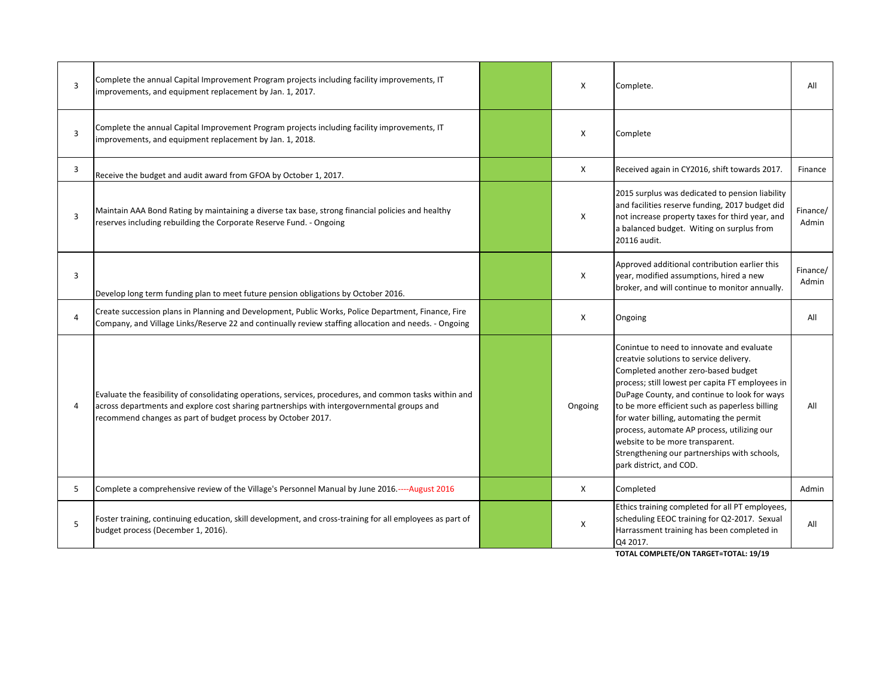| | | | | | |
|---|---|---|---|---|---|
| 3 | Complete the annual Capital Improvement Program projects including facility improvements, IT improvements, and equipment replacement by Jan. 1, 2017. | | X | Complete. | All |
| 3 | Complete the annual Capital Improvement Program projects including facility improvements, IT improvements, and equipment replacement by Jan. 1, 2018. | | X | Complete | |
| 3 | Receive the budget and audit award from GFOA by October 1, 2017. | | X | Received again in CY2016, shift towards 2017. | Finance |
| 3 | Maintain AAA Bond Rating by maintaining a diverse tax base, strong financial policies and healthy reserves including rebuilding the Corporate Reserve Fund. - Ongoing | | X | 2015 surplus was dedicated to pension liability and facilities reserve funding, 2017 budget did not increase property taxes for third year, and a balanced budget. Witing on surplus from 20116 audit. | Finance/ Admin |
| 3 | Develop long term funding plan to meet future pension obligations by October 2016. | | X | Approved additional contribution earlier this year, modified assumptions, hired a new broker, and will continue to monitor annually. | Finance/ Admin |
| 4 | Create succession plans in Planning and Development, Public Works, Police Department, Finance, Fire Company, and Village Links/Reserve 22 and continually review staffing allocation and needs. - Ongoing | | X | Ongoing | All |
| 4 | Evaluate the feasibility of consolidating operations, services, procedures, and common tasks within and across departments and explore cost sharing partnerships with intergovernmental groups and recommend changes as part of budget process by October 2017. | | Ongoing | Conintue to need to innovate and evaluate creatvie solutions to service delivery. Completed another zero-based budget process; still lowest per capita FT employees in DuPage County, and continue to look for ways to be more efficient such as paperless billing for water billing, automating the permit process, automate AP process, utilizing our website to be more transparent. Strengthening our partnerships with schools, park district, and COD. | All |
| 5 | Complete a comprehensive review of the Village's Personnel Manual by June 2016.----August 2016 | | X | Completed | Admin |
| 5 | Foster training, continuing education, skill development, and cross-training for all employees as part of budget process (December 1, 2016). | | X | Ethics training completed for all PT employees, scheduling EEOC training for Q2-2017. Sexual Harrassment training has been completed in Q4 2017. | All |

**TOTAL COMPLETE/ON TARGET=TOTAL: 19/19**